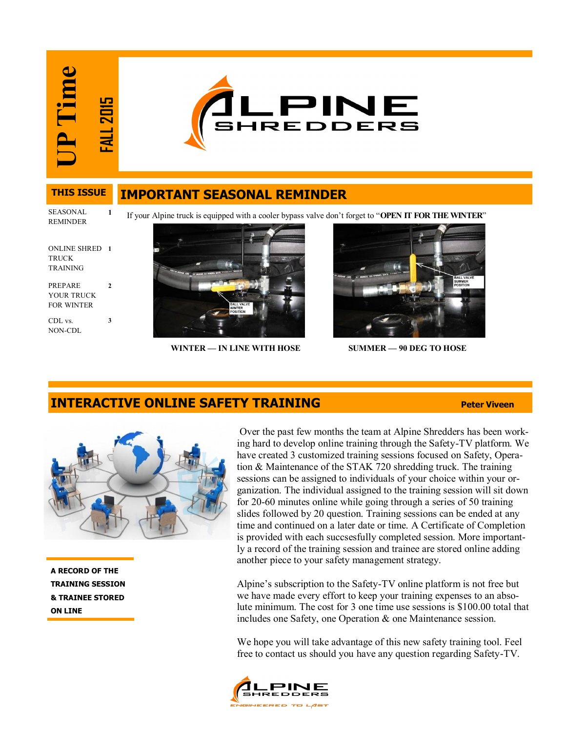# UP Time

**FALL 2015**

ALPINE SHREDDERS

## THIS ISSUE

| | |
|---|---|
| SEASONAL REMINDER | 1 |
| ONLINE SHRED TRUCK TRAINING | 1 |
| PREPARE YOUR TRUCK FOR WINTER | 2 |
| CDL vs. NON-CDL | 3 |

## IMPORTANT SEASONAL REMINDER

If your Alpine truck is equipped with a cooler bypass valve don't forget to "**OPEN IT FOR THE WINTER**"

BALL VALVE WINTER POSITION

**WINTER — IN LINE WITH HOSE**

BALL VALVE SUMMER POSITION

**SUMMER — 90 DEG TO HOSE**

## INTERACTIVE ONLINE SAFETY TRAINING

**Peter Viveen**

Over the past few months the team at Alpine Shredders has been working hard to develop online training through the Safety-TV platform. We have created 3 customized training sessions focused on Safety, Operation & Maintenance of the STAK 720 shredding truck. The training sessions can be assigned to individuals of your choice within your organization. The individual assigned to the training session will sit down for 20-60 minutes online while going through a series of 50 training slides followed by 20 question. Training sessions can be ended at any time and continued on a later date or time. A Certificate of Completion is provided with each succsesfully completed session. More importantly a record of the training session and trainee are stored online adding another piece to your safety management strategy.

**A RECORD OF THE TRAINING SESSION & TRAINEE STORED ON LINE**

Alpine's subscription to the Safety-TV online platform is not free but we have made every effort to keep your training expenses to an absolute minimum. The cost for 3 one time use sessions is $100.00 total that includes one Safety, one Operation & one Maintenance session.

We hope you will take advantage of this new safety training tool. Feel free to contact us should you have any question regarding Safety-TV.

ALPINE SHREDDERS — ENGINEERED TO LAST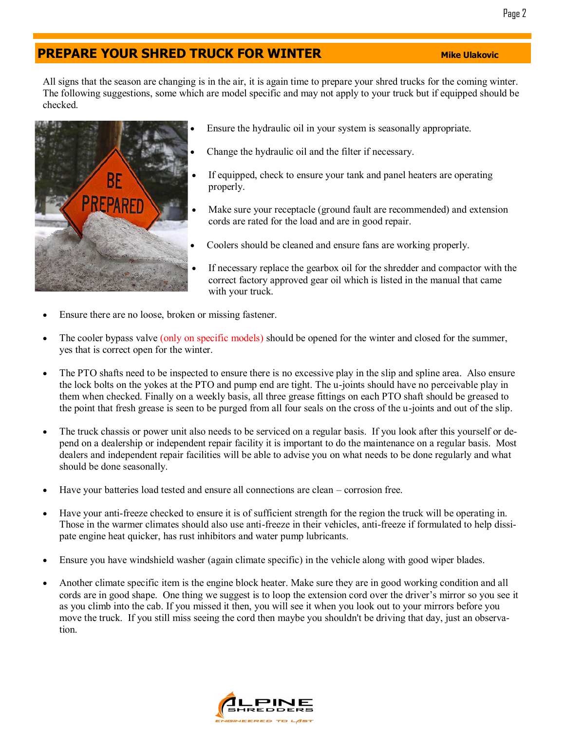## PREPARE YOUR SHRED TRUCK FOR WINTER

**Mike Ulakovic**

All signs that the season are changing is in the air, it is again time to prepare your shred trucks for the coming winter. The following suggestions, some which are model specific and may not apply to your truck but if equipped should be checked.

- Ensure the hydraulic oil in your system is seasonally appropriate.
- Change the hydraulic oil and the filter if necessary.
- If equipped, check to ensure your tank and panel heaters are operating properly.
- Make sure your receptacle (ground fault are recommended) and extension cords are rated for the load and are in good repair.
- Coolers should be cleaned and ensure fans are working properly.
- If necessary replace the gearbox oil for the shredder and compactor with the correct factory approved gear oil which is listed in the manual that came with your truck.
- Ensure there are no loose, broken or missing fastener.
- The cooler bypass valve (only on specific models) should be opened for the winter and closed for the summer, yes that is correct open for the winter.
- The PTO shafts need to be inspected to ensure there is no excessive play in the slip and spline area. Also ensure the lock bolts on the yokes at the PTO and pump end are tight. The u-joints should have no perceivable play in them when checked. Finally on a weekly basis, all three grease fittings on each PTO shaft should be greased to the point that fresh grease is seen to be purged from all four seals on the cross of the u-joints and out of the slip.
- The truck chassis or power unit also needs to be serviced on a regular basis. If you look after this yourself or depend on a dealership or independent repair facility it is important to do the maintenance on a regular basis. Most dealers and independent repair facilities will be able to advise you on what needs to be done regularly and what should be done seasonally.
- Have your batteries load tested and ensure all connections are clean – corrosion free.
- Have your anti-freeze checked to ensure it is of sufficient strength for the region the truck will be operating in. Those in the warmer climates should also use anti-freeze in their vehicles, anti-freeze if formulated to help dissipate engine heat quicker, has rust inhibitors and water pump lubricants.
- Ensure you have windshield washer (again climate specific) in the vehicle along with good wiper blades.
- Another climate specific item is the engine block heater. Make sure they are in good working condition and all cords are in good shape. One thing we suggest is to loop the extension cord over the driver's mirror so you see it as you climb into the cab. If you missed it then, you will see it when you look out to your mirrors before you move the truck. If you still miss seeing the cord then maybe you shouldn't be driving that day, just an observation.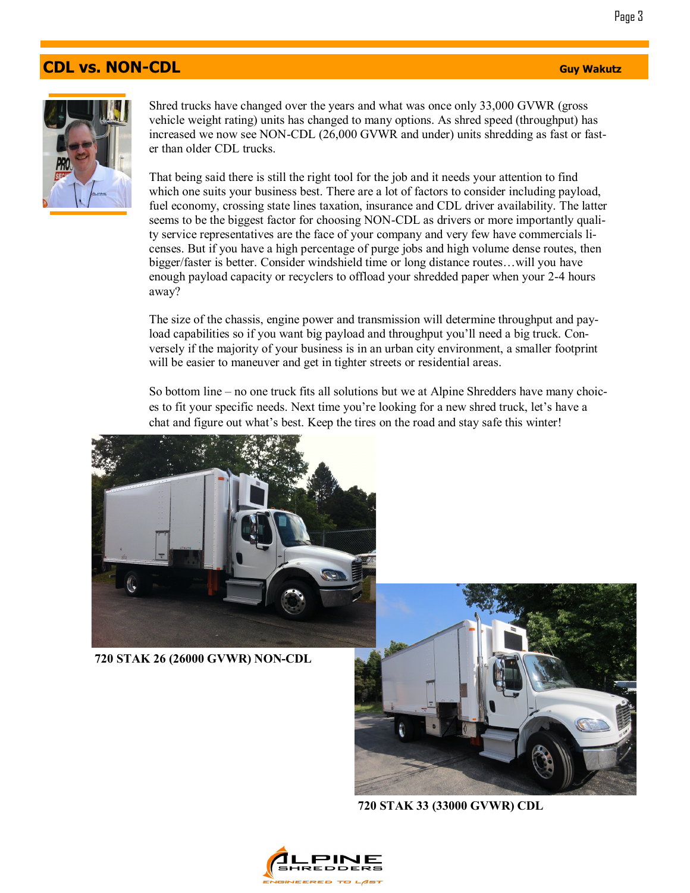## CDL vs. NON-CDL

**Guy Wakutz**

Shred trucks have changed over the years and what was once only 33,000 GVWR (gross vehicle weight rating) units has changed to many options. As shred speed (throughput) has increased we now see NON-CDL (26,000 GVWR and under) units shredding as fast or faster than older CDL trucks.

That being said there is still the right tool for the job and it needs your attention to find which one suits your business best. There are a lot of factors to consider including payload, fuel economy, crossing state lines taxation, insurance and CDL driver availability. The latter seems to be the biggest factor for choosing NON-CDL as drivers or more importantly quality service representatives are the face of your company and very few have commercials licenses. But if you have a high percentage of purge jobs and high volume dense routes, then bigger/faster is better. Consider windshield time or long distance routes…will you have enough payload capacity or recyclers to offload your shredded paper when your 2-4 hours away?

The size of the chassis, engine power and transmission will determine throughput and payload capabilities so if you want big payload and throughput you'll need a big truck. Conversely if the majority of your business is in an urban city environment, a smaller footprint will be easier to maneuver and get in tighter streets or residential areas.

So bottom line – no one truck fits all solutions but we at Alpine Shredders have many choices to fit your specific needs. Next time you're looking for a new shred truck, let's have a chat and figure out what's best. Keep the tires on the road and stay safe this winter!

**720 STAK 26 (26000 GVWR) NON-CDL**

**720 STAK 33 (33000 GVWR) CDL**

ALPINE SHREDDERS
ENGINEERED TO LAST